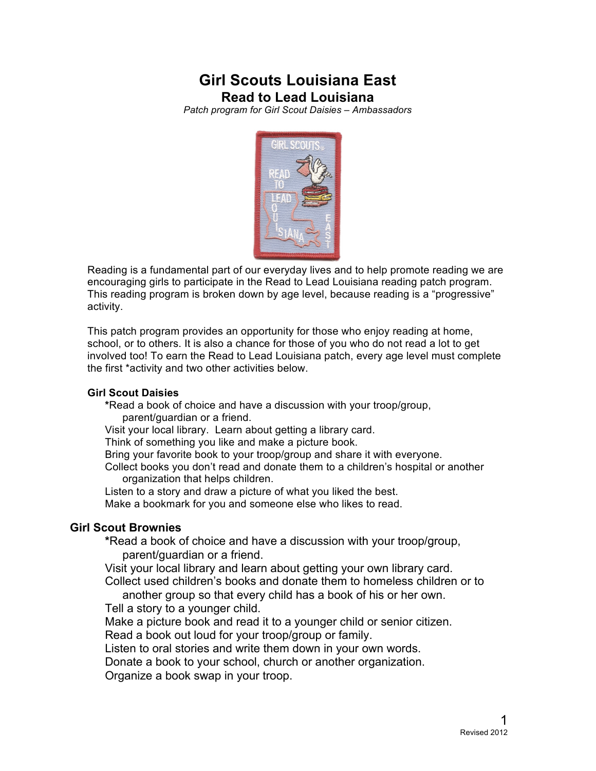# Girl Scouts Louisiana East

## Read to Lead Louisiana

*Patch program for Girl Scout Daisies – Ambassadors*

Reading is a fundamental part of our everyday lives and to help promote reading we are encouraging girls to participate in the Read to Lead Louisiana reading patch program. This reading program is broken down by age level, because reading is a "progressive" activity.

This patch program provides an opportunity for those who enjoy reading at home, school, or to others. It is also a chance for those of you who do not read a lot to get involved too! To earn the Read to Lead Louisiana patch, every age level must complete the first *activity and two other activities below.

### Girl Scout Daisies

- *Read a book of choice and have a discussion with your troop/group, parent/guardian or a friend.
- Visit your local library. Learn about getting a library card.
- Think of something you like and make a picture book.
- Bring your favorite book to your troop/group and share it with everyone.
- Collect books you don't read and donate them to a children's hospital or another organization that helps children.
- Listen to a story and draw a picture of what you liked the best.
- Make a bookmark for you and someone else who likes to read.

### Girl Scout Brownies

- *Read a book of choice and have a discussion with your troop/group, parent/guardian or a friend.
- Visit your local library and learn about getting your own library card.
- Collect used children's books and donate them to homeless children or to another group so that every child has a book of his or her own.
- Tell a story to a younger child.
- Make a picture book and read it to a younger child or senior citizen.
- Read a book out loud for your troop/group or family.
- Listen to oral stories and write them down in your own words.
- Donate a book to your school, church or another organization.
- Organize a book swap in your troop.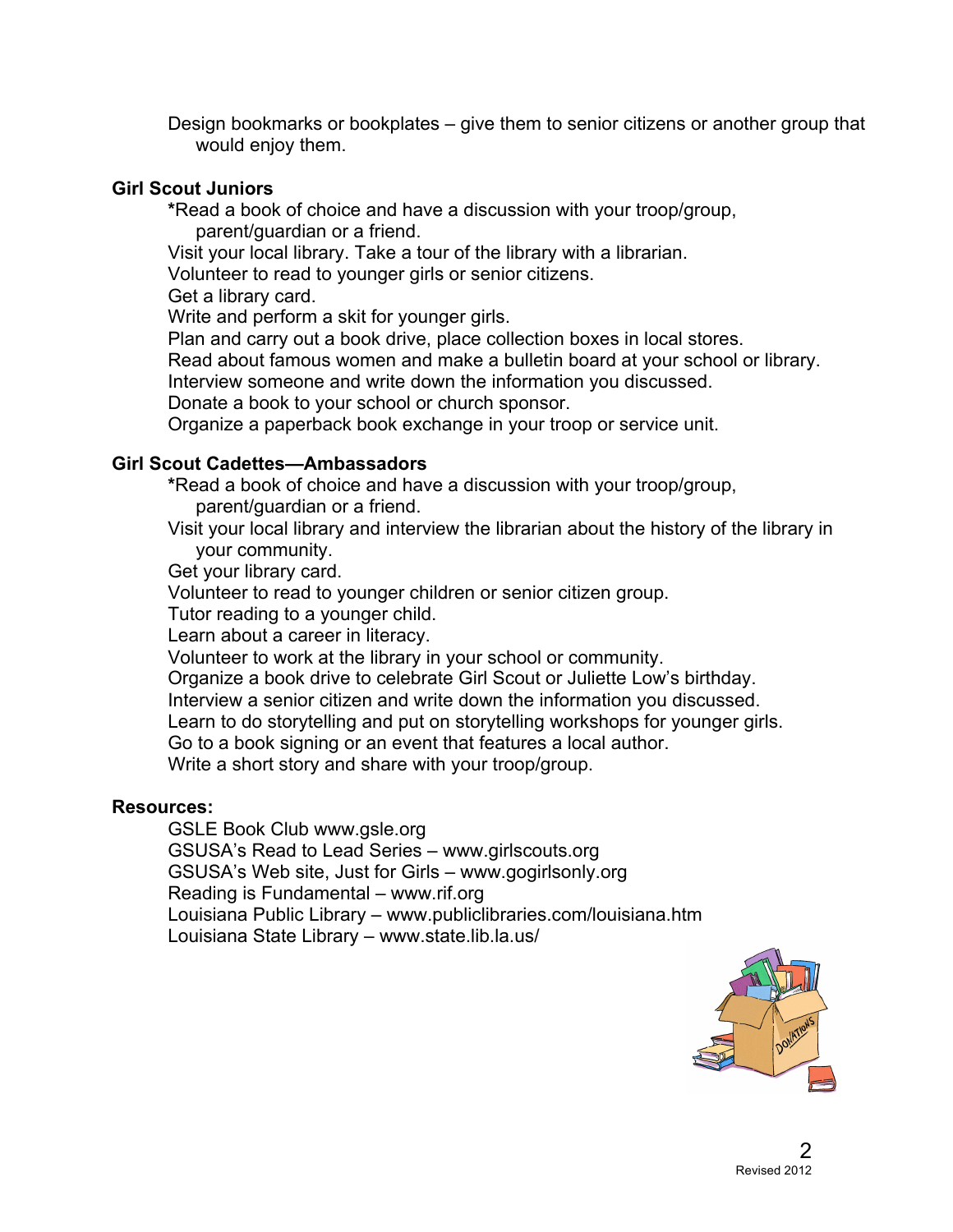Design bookmarks or bookplates – give them to senior citizens or another group that would enjoy them.

**Girl Scout Juniors**

- **\***Read a book of choice and have a discussion with your troop/group, parent/guardian or a friend.
- Visit your local library. Take a tour of the library with a librarian.
- Volunteer to read to younger girls or senior citizens.
- Get a library card.
- Write and perform a skit for younger girls.
- Plan and carry out a book drive, place collection boxes in local stores.
- Read about famous women and make a bulletin board at your school or library.
- Interview someone and write down the information you discussed.
- Donate a book to your school or church sponsor.
- Organize a paperback book exchange in your troop or service unit.

**Girl Scout Cadettes—Ambassadors**

- **\***Read a book of choice and have a discussion with your troop/group, parent/guardian or a friend.
- Visit your local library and interview the librarian about the history of the library in your community.
- Get your library card.
- Volunteer to read to younger children or senior citizen group.
- Tutor reading to a younger child.
- Learn about a career in literacy.
- Volunteer to work at the library in your school or community.
- Organize a book drive to celebrate Girl Scout or Juliette Low's birthday.
- Interview a senior citizen and write down the information you discussed.
- Learn to do storytelling and put on storytelling workshops for younger girls.
- Go to a book signing or an event that features a local author.
- Write a short story and share with your troop/group.

**Resources:**

- GSLE Book Club www.gsle.org
- GSUSA's Read to Lead Series – www.girlscouts.org
- GSUSA's Web site, Just for Girls – www.gogirlsonly.org
- Reading is Fundamental – www.rif.org
- Louisiana Public Library – www.publiclibraries.com/louisiana.htm
- Louisiana State Library – www.state.lib.la.us/

Revised 2012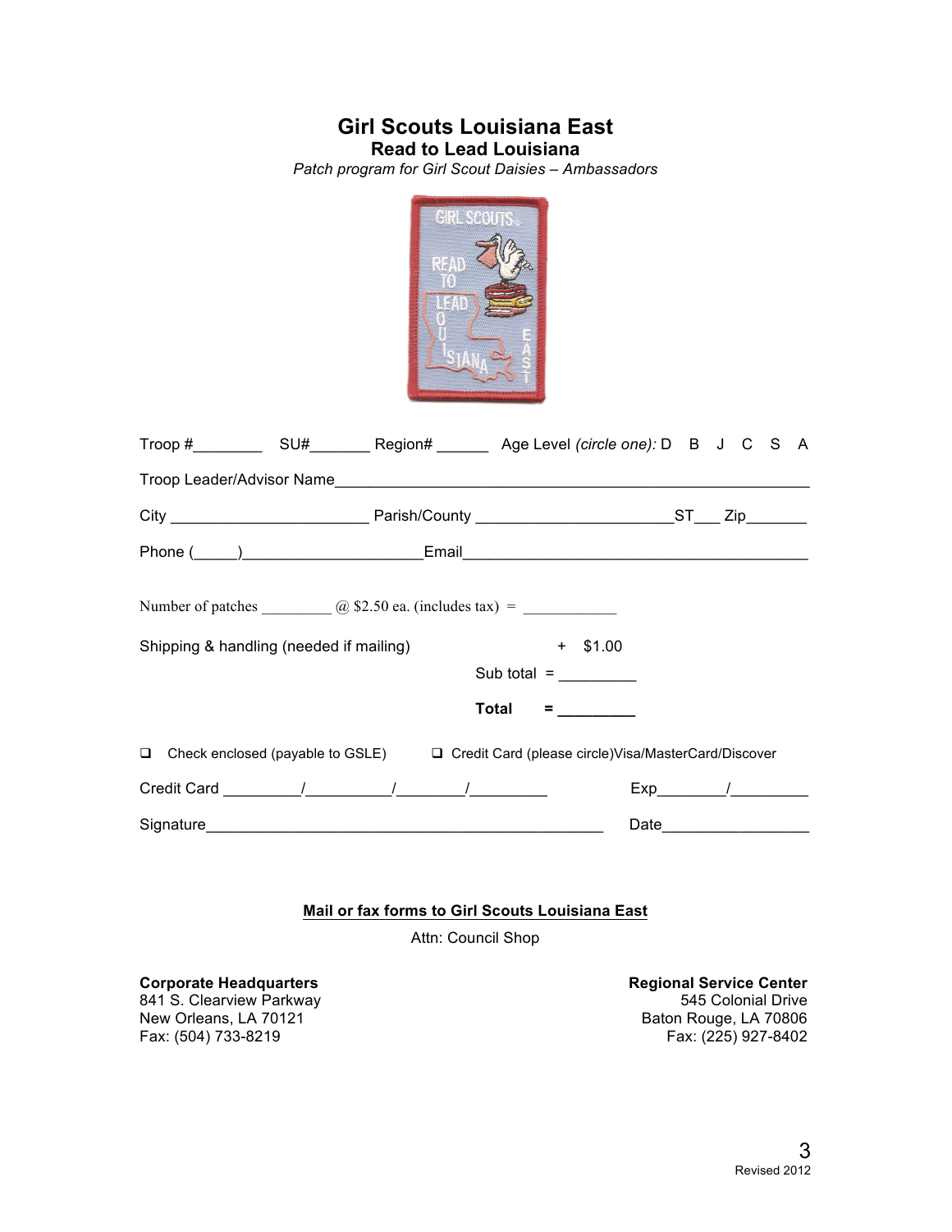# Girl Scouts Louisiana East

## Read to Lead Louisiana

*Patch program for Girl Scout Daisies – Ambassadors*

Troop #________ SU#_______ Region# ______ Age Level *(circle one):* D B J C S A

Troop Leader/Advisor Name__________________________________________________________

City ______________________ Parish/County ______________________ST___ Zip_______

Phone (_____)____________________Email________________________________________

Number of patches _________ @ $2.50 ea. (includes tax) = ____________

Shipping & handling (needed if mailing) + $1.00

Sub total = _________

**Total = _________**

❑ Check enclosed (payable to GSLE) ❑ Credit Card (please circle)Visa/MasterCard/Discover

Credit Card _________/__________/________/_________ Exp________/_________

Signature_____________________________________________ Date_________________

**Mail or fax forms to Girl Scouts Louisiana East**

Attn: Council Shop

**Corporate Headquarters**
841 S. Clearview Parkway
New Orleans, LA 70121
Fax: (504) 733-8219

**Regional Service Center**
545 Colonial Drive
Baton Rouge, LA 70806
Fax: (225) 927-8402

Revised 2012